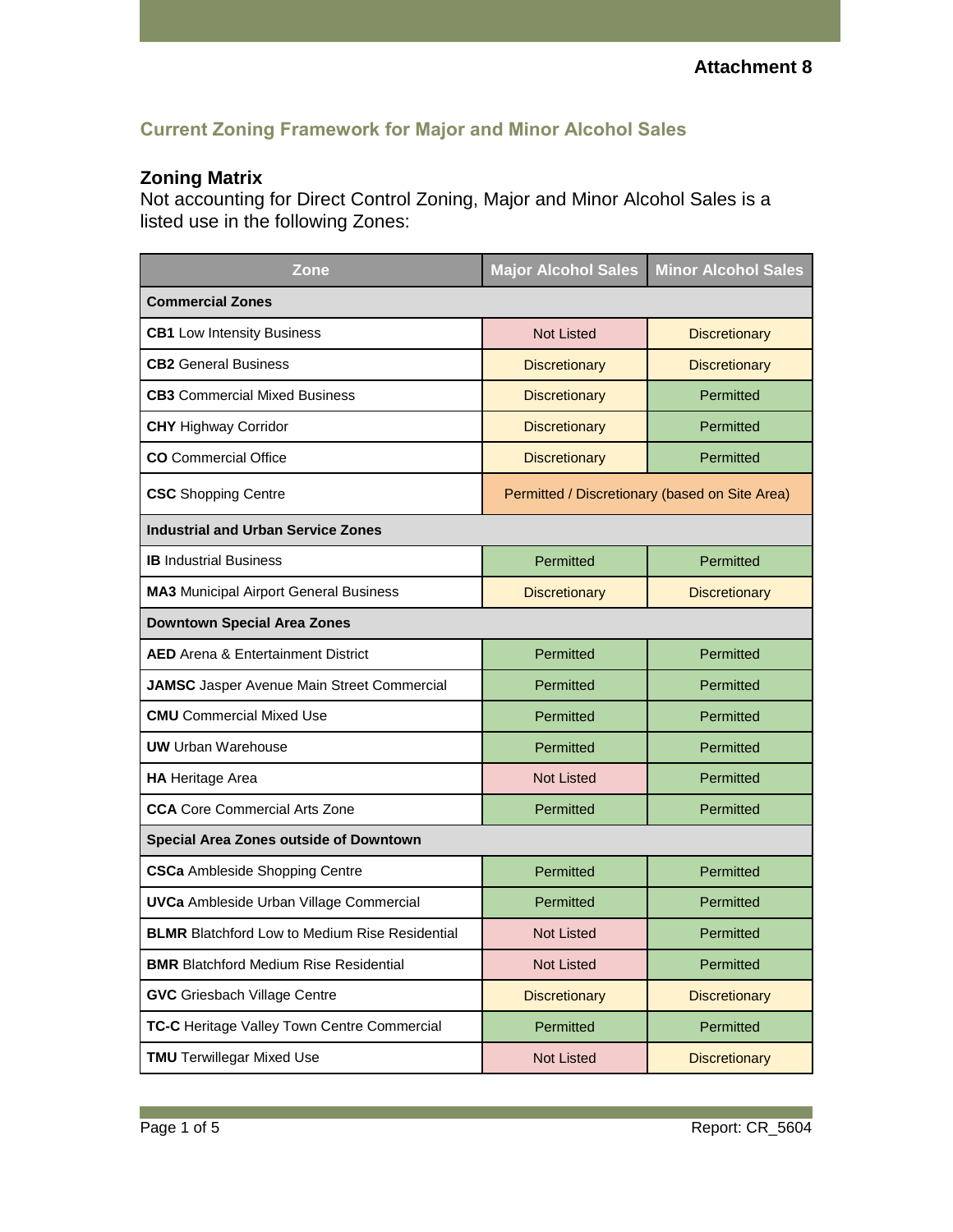**Attachment 8**

## Current Zoning Framework for Major and Minor Alcohol Sales

### Zoning Matrix

Not accounting for Direct Control Zoning, Major and Minor Alcohol Sales is a listed use in the following Zones:

| Zone | Major Alcohol Sales | Minor Alcohol Sales |
|---|---|---|
| **Commercial Zones** | | |
| **CB1** Low Intensity Business | Not Listed | Discretionary |
| **CB2** General Business | Discretionary | Discretionary |
| **CB3** Commercial Mixed Business | Discretionary | Permitted |
| **CHY** Highway Corridor | Discretionary | Permitted |
| **CO** Commercial Office | Discretionary | Permitted |
| **CSC** Shopping Centre | Permitted / Discretionary (based on Site Area) | |
| **Industrial and Urban Service Zones** | | |
| **IB** Industrial Business | Permitted | Permitted |
| **MA3** Municipal Airport General Business | Discretionary | Discretionary |
| **Downtown Special Area Zones** | | |
| **AED** Arena & Entertainment District | Permitted | Permitted |
| **JAMSC** Jasper Avenue Main Street Commercial | Permitted | Permitted |
| **CMU** Commercial Mixed Use | Permitted | Permitted |
| **UW** Urban Warehouse | Permitted | Permitted |
| **HA** Heritage Area | Not Listed | Permitted |
| **CCA** Core Commercial Arts Zone | Permitted | Permitted |
| **Special Area Zones outside of Downtown** | | |
| **CSCa** Ambleside Shopping Centre | Permitted | Permitted |
| **UVCa** Ambleside Urban Village Commercial | Permitted | Permitted |
| **BLMR** Blatchford Low to Medium Rise Residential | Not Listed | Permitted |
| **BMR** Blatchford Medium Rise Residential | Not Listed | Permitted |
| **GVC** Griesbach Village Centre | Discretionary | Discretionary |
| **TC-C** Heritage Valley Town Centre Commercial | Permitted | Permitted |
| **TMU** Terwillegar Mixed Use | Not Listed | Discretionary |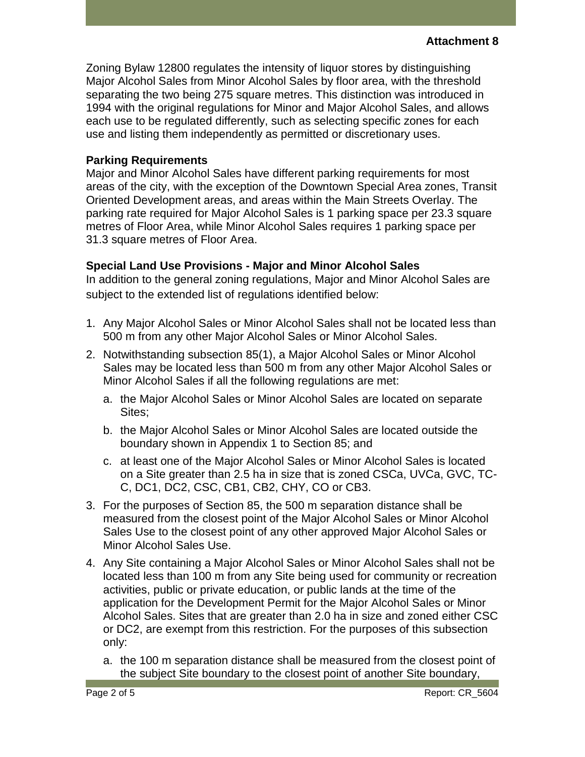**Attachment 8**

Zoning Bylaw 12800 regulates the intensity of liquor stores by distinguishing Major Alcohol Sales from Minor Alcohol Sales by floor area, with the threshold separating the two being 275 square metres. This distinction was introduced in 1994 with the original regulations for Minor and Major Alcohol Sales, and allows each use to be regulated differently, such as selecting specific zones for each use and listing them independently as permitted or discretionary uses.

**Parking Requirements**

Major and Minor Alcohol Sales have different parking requirements for most areas of the city, with the exception of the Downtown Special Area zones, Transit Oriented Development areas, and areas within the Main Streets Overlay. The parking rate required for Major Alcohol Sales is 1 parking space per 23.3 square metres of Floor Area, while Minor Alcohol Sales requires 1 parking space per 31.3 square metres of Floor Area.

**Special Land Use Provisions - Major and Minor Alcohol Sales**

In addition to the general zoning regulations, Major and Minor Alcohol Sales are subject to the extended list of regulations identified below:

1. Any Major Alcohol Sales or Minor Alcohol Sales shall not be located less than 500 m from any other Major Alcohol Sales or Minor Alcohol Sales.
2. Notwithstanding subsection 85(1), a Major Alcohol Sales or Minor Alcohol Sales may be located less than 500 m from any other Major Alcohol Sales or Minor Alcohol Sales if all the following regulations are met:
   a. the Major Alcohol Sales or Minor Alcohol Sales are located on separate Sites;
   b. the Major Alcohol Sales or Minor Alcohol Sales are located outside the boundary shown in Appendix 1 to Section 85; and
   c. at least one of the Major Alcohol Sales or Minor Alcohol Sales is located on a Site greater than 2.5 ha in size that is zoned CSCa, UVCa, GVC, TC-C, DC1, DC2, CSC, CB1, CB2, CHY, CO or CB3.
3. For the purposes of Section 85, the 500 m separation distance shall be measured from the closest point of the Major Alcohol Sales or Minor Alcohol Sales Use to the closest point of any other approved Major Alcohol Sales or Minor Alcohol Sales Use.
4. Any Site containing a Major Alcohol Sales or Minor Alcohol Sales shall not be located less than 100 m from any Site being used for community or recreation activities, public or private education, or public lands at the time of the application for the Development Permit for the Major Alcohol Sales or Minor Alcohol Sales. Sites that are greater than 2.0 ha in size and zoned either CSC or DC2, are exempt from this restriction. For the purposes of this subsection only:
   a. the 100 m separation distance shall be measured from the closest point of the subject Site boundary to the closest point of another Site boundary,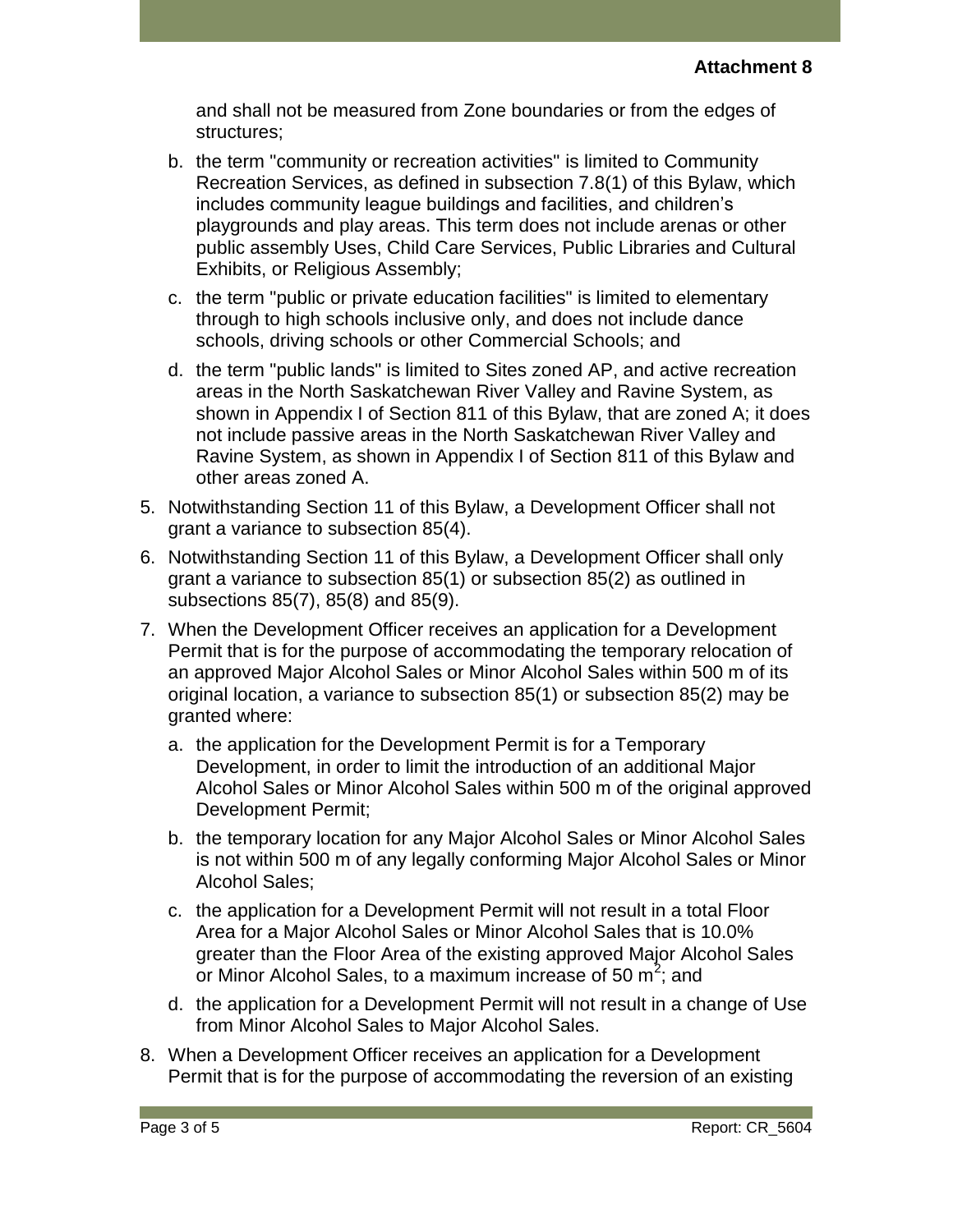**Attachment 8**

and shall not be measured from Zone boundaries or from the edges of structures;

   b. the term "community or recreation activities" is limited to Community Recreation Services, as defined in subsection 7.8(1) of this Bylaw, which includes community league buildings and facilities, and children's playgrounds and play areas. This term does not include arenas or other public assembly Uses, Child Care Services, Public Libraries and Cultural Exhibits, or Religious Assembly;

   c. the term "public or private education facilities" is limited to elementary through to high schools inclusive only, and does not include dance schools, driving schools or other Commercial Schools; and

   d. the term "public lands" is limited to Sites zoned AP, and active recreation areas in the North Saskatchewan River Valley and Ravine System, as shown in Appendix I of Section 811 of this Bylaw, that are zoned A; it does not include passive areas in the North Saskatchewan River Valley and Ravine System, as shown in Appendix I of Section 811 of this Bylaw and other areas zoned A.

5. Notwithstanding Section 11 of this Bylaw, a Development Officer shall not grant a variance to subsection 85(4).

6. Notwithstanding Section 11 of this Bylaw, a Development Officer shall only grant a variance to subsection 85(1) or subsection 85(2) as outlined in subsections 85(7), 85(8) and 85(9).

7. When the Development Officer receives an application for a Development Permit that is for the purpose of accommodating the temporary relocation of an approved Major Alcohol Sales or Minor Alcohol Sales within 500 m of its original location, a variance to subsection 85(1) or subsection 85(2) may be granted where:

   a. the application for the Development Permit is for a Temporary Development, in order to limit the introduction of an additional Major Alcohol Sales or Minor Alcohol Sales within 500 m of the original approved Development Permit;

   b. the temporary location for any Major Alcohol Sales or Minor Alcohol Sales is not within 500 m of any legally conforming Major Alcohol Sales or Minor Alcohol Sales;

   c. the application for a Development Permit will not result in a total Floor Area for a Major Alcohol Sales or Minor Alcohol Sales that is 10.0% greater than the Floor Area of the existing approved Major Alcohol Sales or Minor Alcohol Sales, to a maximum increase of 50 $m^2$; and

   d. the application for a Development Permit will not result in a change of Use from Minor Alcohol Sales to Major Alcohol Sales.

8. When a Development Officer receives an application for a Development Permit that is for the purpose of accommodating the reversion of an existing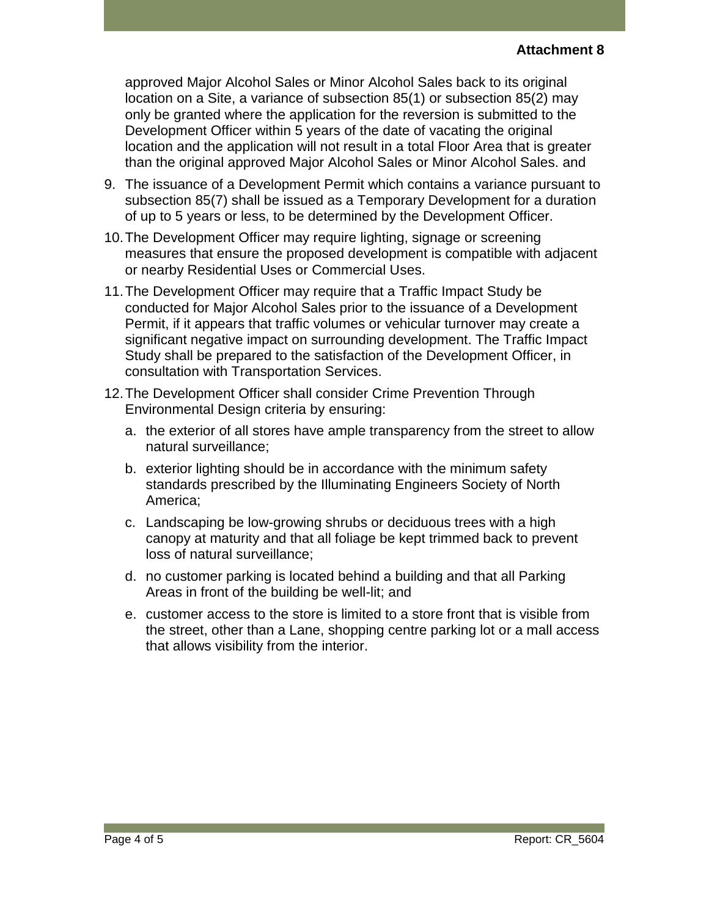**Attachment 8**

approved Major Alcohol Sales or Minor Alcohol Sales back to its original location on a Site, a variance of subsection 85(1) or subsection 85(2) may only be granted where the application for the reversion is submitted to the Development Officer within 5 years of the date of vacating the original location and the application will not result in a total Floor Area that is greater than the original approved Major Alcohol Sales or Minor Alcohol Sales. and

9. The issuance of a Development Permit which contains a variance pursuant to subsection 85(7) shall be issued as a Temporary Development for a duration of up to 5 years or less, to be determined by the Development Officer.
10. The Development Officer may require lighting, signage or screening measures that ensure the proposed development is compatible with adjacent or nearby Residential Uses or Commercial Uses.
11. The Development Officer may require that a Traffic Impact Study be conducted for Major Alcohol Sales prior to the issuance of a Development Permit, if it appears that traffic volumes or vehicular turnover may create a significant negative impact on surrounding development. The Traffic Impact Study shall be prepared to the satisfaction of the Development Officer, in consultation with Transportation Services.
12. The Development Officer shall consider Crime Prevention Through Environmental Design criteria by ensuring:
    a. the exterior of all stores have ample transparency from the street to allow natural surveillance;
    b. exterior lighting should be in accordance with the minimum safety standards prescribed by the Illuminating Engineers Society of North America;
    c. Landscaping be low-growing shrubs or deciduous trees with a high canopy at maturity and that all foliage be kept trimmed back to prevent loss of natural surveillance;
    d. no customer parking is located behind a building and that all Parking Areas in front of the building be well-lit; and
    e. customer access to the store is limited to a store front that is visible from the street, other than a Lane, shopping centre parking lot or a mall access that allows visibility from the interior.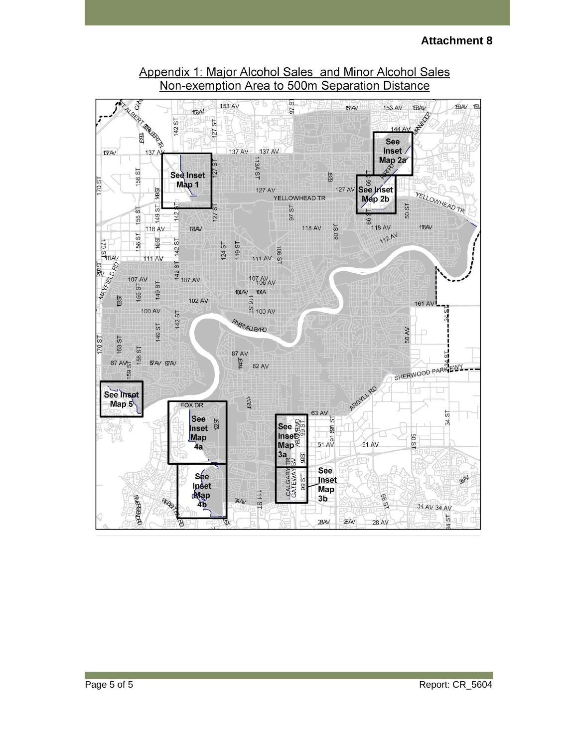**Attachment 8**

## Appendix 1: Major Alcohol Sales and Minor Alcohol Sales Non-exemption Area to 500m Separation Distance

See Inset Map 1

See Inset Map 2a

See Inset Map 2b

See Inset Map 3a

See Inset Map 3b

See Inset Map 4a

See Inset Map 4b

See Inset Map 5